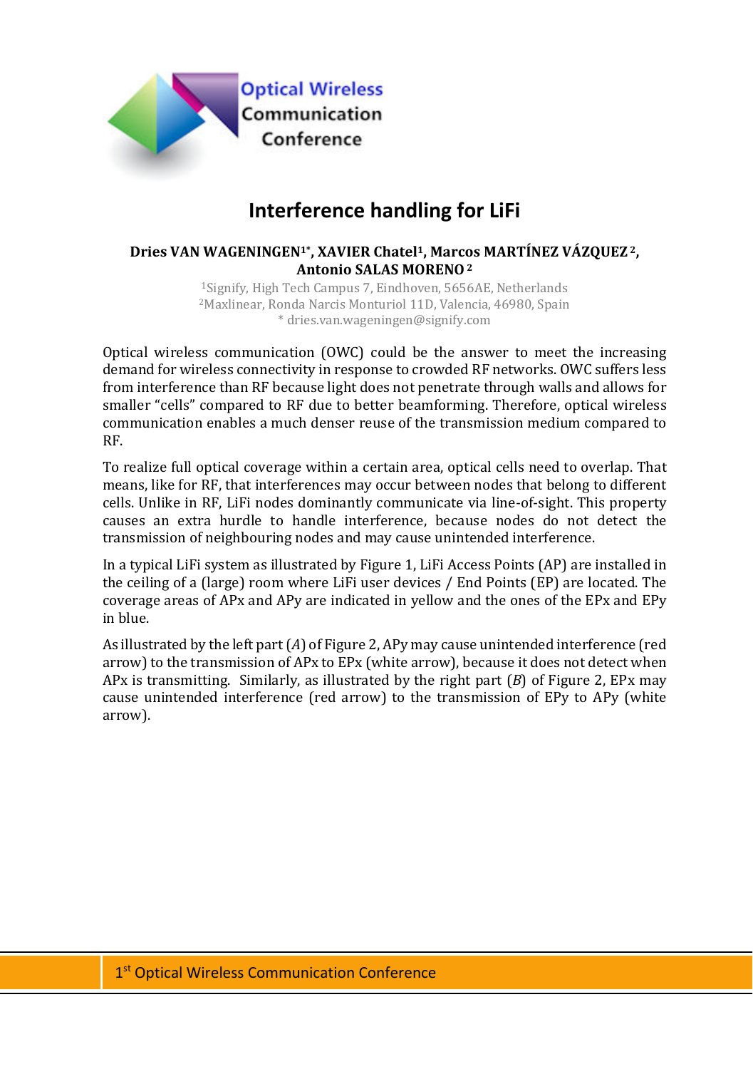# Interference handling for LiFi

**Dries VAN WAGENINGEN[1*], XAVIER Chatel[1], Marcos MARTÍNEZ VÁZQUEZ [2], Antonio SALAS MORENO [2]**

[1]Signify, High Tech Campus 7, Eindhoven, 5656AE, Netherlands
[2]Maxlinear, Ronda Narcis Monturiol 11D, Valencia, 46980, Spain
* dries.van.wageningen@signify.com

Optical wireless communication (OWC) could be the answer to meet the increasing demand for wireless connectivity in response to crowded RF networks. OWC suffers less from interference than RF because light does not penetrate through walls and allows for smaller "cells" compared to RF due to better beamforming. Therefore, optical wireless communication enables a much denser reuse of the transmission medium compared to RF.

To realize full optical coverage within a certain area, optical cells need to overlap. That means, like for RF, that interferences may occur between nodes that belong to different cells. Unlike in RF, LiFi nodes dominantly communicate via line-of-sight. This property causes an extra hurdle to handle interference, because nodes do not detect the transmission of neighbouring nodes and may cause unintended interference.

In a typical LiFi system as illustrated by Figure 1, LiFi Access Points (AP) are installed in the ceiling of a (large) room where LiFi user devices / End Points (EP) are located. The coverage areas of APx and APy are indicated in yellow and the ones of the EPx and EPy in blue.

As illustrated by the left part (*A*) of Figure 2, APy may cause unintended interference (red arrow) to the transmission of APx to EPx (white arrow), because it does not detect when APx is transmitting. Similarly, as illustrated by the right part (*B*) of Figure 2, EPx may cause unintended interference (red arrow) to the transmission of EPy to APy (white arrow).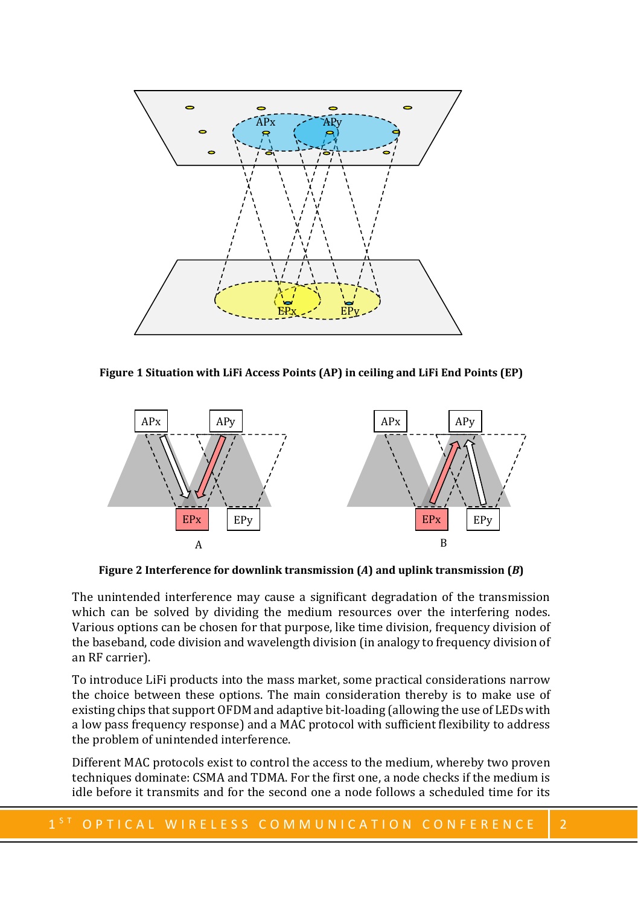**Figure 1 Situation with LiFi Access Points (AP) in ceiling and LiFi End Points (EP)**

**Figure 2 Interference for downlink transmission (*A*) and uplink transmission (*B*)**

The unintended interference may cause a significant degradation of the transmission which can be solved by dividing the medium resources over the interfering nodes. Various options can be chosen for that purpose, like time division, frequency division of the baseband, code division and wavelength division (in analogy to frequency division of an RF carrier).

To introduce LiFi products into the mass market, some practical considerations narrow the choice between these options. The main consideration thereby is to make use of existing chips that support OFDM and adaptive bit-loading (allowing the use of LEDs with a low pass frequency response) and a MAC protocol with sufficient flexibility to address the problem of unintended interference.

Different MAC protocols exist to control the access to the medium, whereby two proven techniques dominate: CSMA and TDMA. For the first one, a node checks if the medium is idle before it transmits and for the second one a node follows a scheduled time for its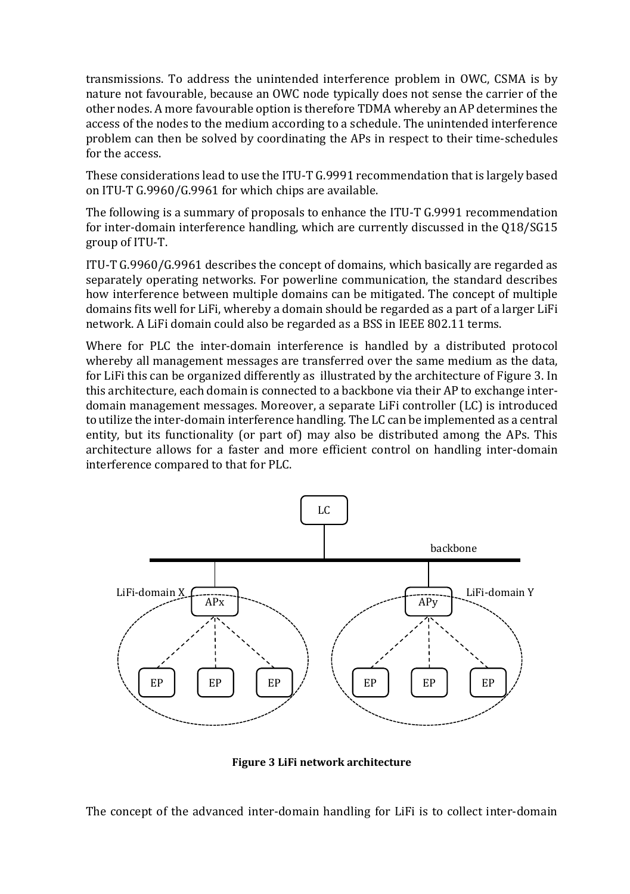transmissions. To address the unintended interference problem in OWC, CSMA is by nature not favourable, because an OWC node typically does not sense the carrier of the other nodes. A more favourable option is therefore TDMA whereby an AP determines the access of the nodes to the medium according to a schedule. The unintended interference problem can then be solved by coordinating the APs in respect to their time-schedules for the access.

These considerations lead to use the ITU-T G.9991 recommendation that is largely based on ITU-T G.9960/G.9961 for which chips are available.

The following is a summary of proposals to enhance the ITU-T G.9991 recommendation for inter-domain interference handling, which are currently discussed in the Q18/SG15 group of ITU-T.

ITU-T G.9960/G.9961 describes the concept of domains, which basically are regarded as separately operating networks. For powerline communication, the standard describes how interference between multiple domains can be mitigated. The concept of multiple domains fits well for LiFi, whereby a domain should be regarded as a part of a larger LiFi network. A LiFi domain could also be regarded as a BSS in IEEE 802.11 terms.

Where for PLC the inter-domain interference is handled by a distributed protocol whereby all management messages are transferred over the same medium as the data, for LiFi this can be organized differently as illustrated by the architecture of Figure 3. In this architecture, each domain is connected to a backbone via their AP to exchange inter-domain management messages. Moreover, a separate LiFi controller (LC) is introduced to utilize the inter-domain interference handling. The LC can be implemented as a central entity, but its functionality (or part of) may also be distributed among the APs. This architecture allows for a faster and more efficient control on handling inter-domain interference compared to that for PLC.

LC

backbone

LiFi-domain X APx

APy LiFi-domain Y

EP EP EP EP EP EP

**Figure 3 LiFi network architecture**

The concept of the advanced inter-domain handling for LiFi is to collect inter-domain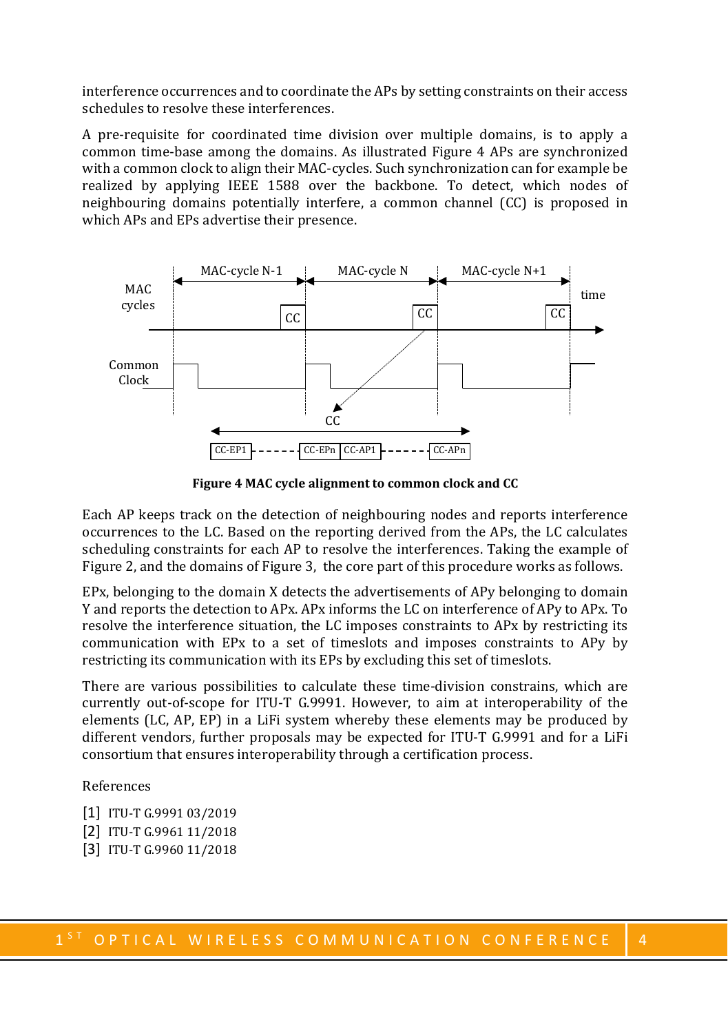interference occurrences and to coordinate the APs by setting constraints on their access schedules to resolve these interferences.

A pre-requisite for coordinated time division over multiple domains, is to apply a common time-base among the domains. As illustrated Figure 4 APs are synchronized with a common clock to align their MAC-cycles. Such synchronization can for example be realized by applying IEEE 1588 over the backbone. To detect, which nodes of neighbouring domains potentially interfere, a common channel (CC) is proposed in which APs and EPs advertise their presence.

MAC-cycle N-1
MAC-cycle N
MAC-cycle N+1
MAC cycles
time
CC
CC
CC
Common Clock
CC
CC-EP1
CC-EPn
CC-AP1
CC-APn

**Figure 4 MAC cycle alignment to common clock and CC**

Each AP keeps track on the detection of neighbouring nodes and reports interference occurrences to the LC. Based on the reporting derived from the APs, the LC calculates scheduling constraints for each AP to resolve the interferences. Taking the example of Figure 2, and the domains of Figure 3, the core part of this procedure works as follows.

EPx, belonging to the domain X detects the advertisements of APy belonging to domain Y and reports the detection to APx. APx informs the LC on interference of APy to APx. To resolve the interference situation, the LC imposes constraints to APx by restricting its communication with EPx to a set of timeslots and imposes constraints to APy by restricting its communication with its EPs by excluding this set of timeslots.

There are various possibilities to calculate these time-division constrains, which are currently out-of-scope for ITU-T G.9991. However, to aim at interoperability of the elements (LC, AP, EP) in a LiFi system whereby these elements may be produced by different vendors, further proposals may be expected for ITU-T G.9991 and for a LiFi consortium that ensures interoperability through a certification process.

References

[1] ITU-T G.9991 03/2019

[2] ITU-T G.9961 11/2018

[3] ITU-T G.9960 11/2018